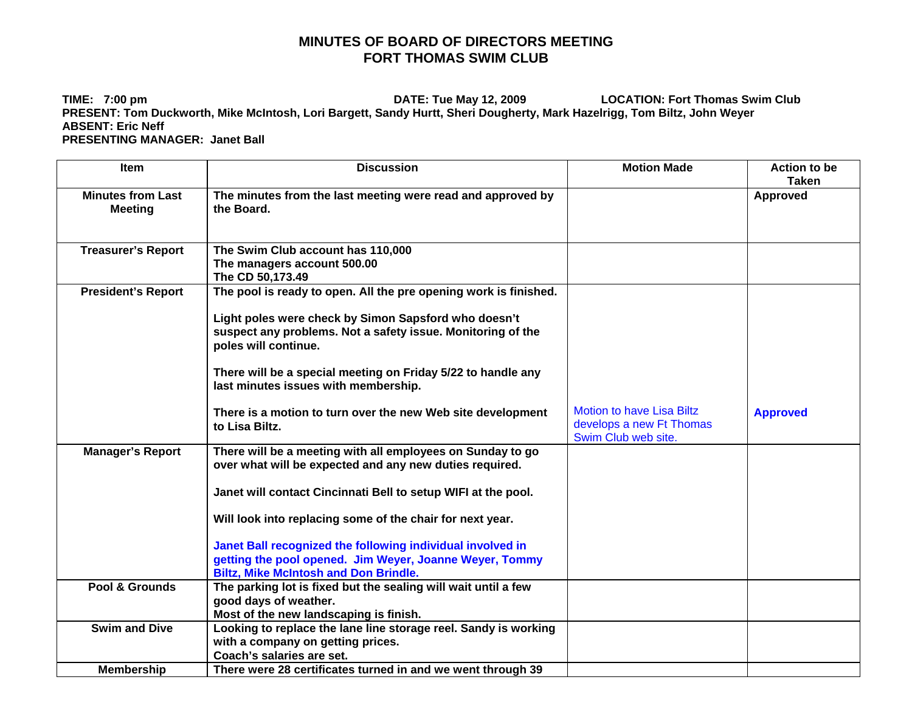# MINUTES OF BOARD OF DIRECTORS MEETING
# FORT THOMAS SWIM CLUB

**TIME: 7:00 pm** **DATE: Tue May 12, 2009** **LOCATION: Fort Thomas Swim Club**
**PRESENT: Tom Duckworth, Mike McIntosh, Lori Bargett, Sandy Hurtt, Sheri Dougherty, Mark Hazelrigg, Tom Biltz, John Weyer**
**ABSENT: Eric Neff**
**PRESENTING MANAGER: Janet Ball**

| Item | Discussion | Motion Made | Action to be Taken |
|---|---|---|---|
| **Minutes from Last Meeting** | **The minutes from the last meeting were read and approved by the Board.** | | **Approved** |
| **Treasurer's Report** | **The Swim Club account has 110,000**<br>**The managers account 500.00**<br>**The CD 50,173.49** | | |
| **President's Report** | **The pool is ready to open. All the pre opening work is finished.**<br><br>**Light poles were check by Simon Sapsford who doesn't suspect any problems. Not a safety issue. Monitoring of the poles will continue.**<br><br>**There will be a special meeting on Friday 5/22 to handle any last minutes issues with membership.**<br><br>**There is a motion to turn over the new Web site development to Lisa Biltz.** | Motion to have Lisa Biltz develops a new Ft Thomas Swim Club web site. | **Approved** |
| **Manager's Report** | **There will be a meeting with all employees on Sunday to go over what will be expected and any new duties required.**<br><br>**Janet will contact Cincinnati Bell to setup WIFI at the pool.**<br><br>**Will look into replacing some of the chair for next year.**<br><br>**Janet Ball recognized the following individual involved in getting the pool opened. Jim Weyer, Joanne Weyer, Tommy Biltz, Mike McIntosh and Don Brindle.** | | |
| **Pool & Grounds** | **The parking lot is fixed but the sealing will wait until a few good days of weather.**<br>**Most of the new landscaping is finish.** | | |
| **Swim and Dive** | **Looking to replace the lane line storage reel. Sandy is working with a company on getting prices.**<br>**Coach's salaries are set.** | | |
| **Membership** | **There were 28 certificates turned in and we went through 39** | | |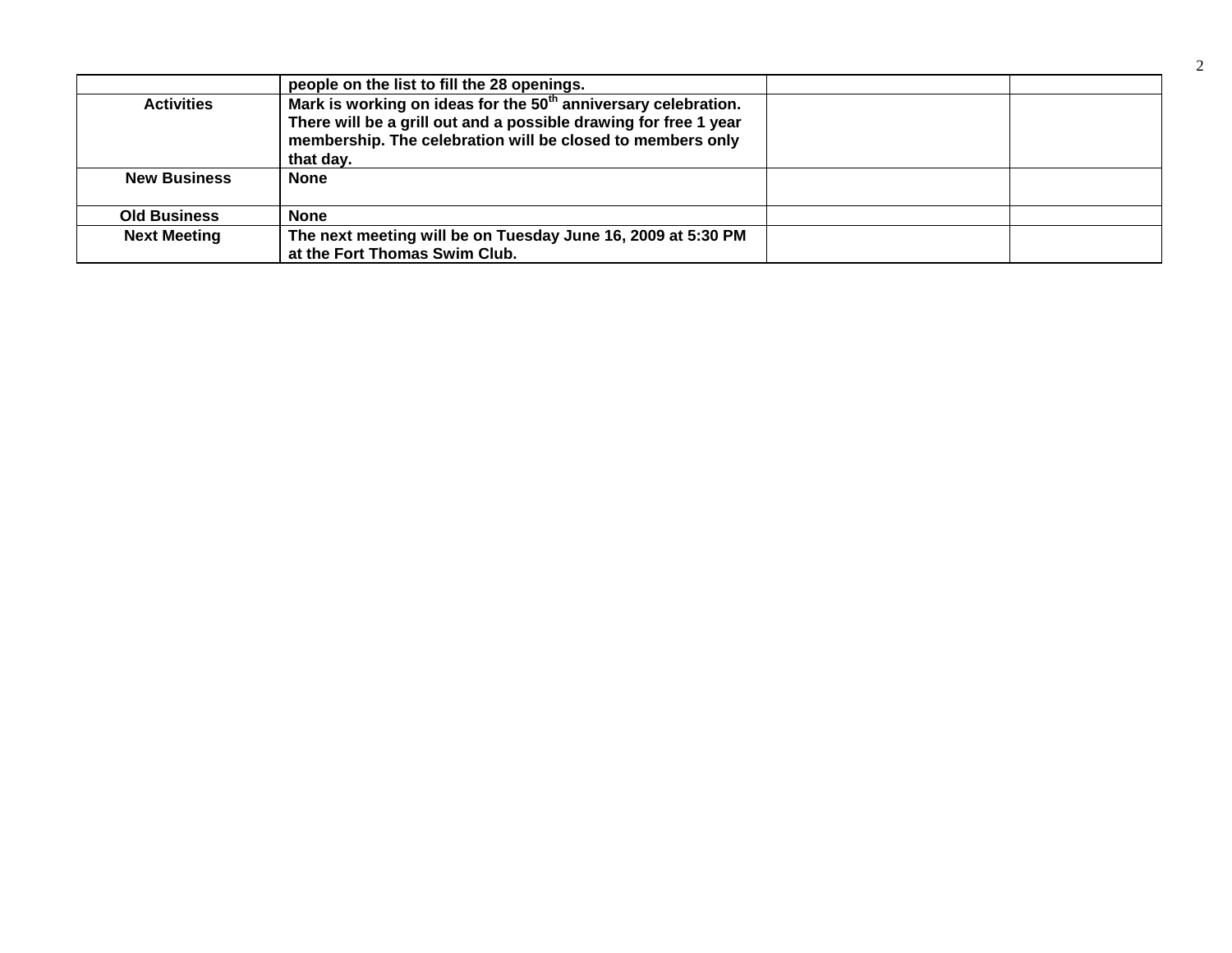| | | | |
|---|---|---|---|
| | **people on the list to fill the 28 openings.** | | |
| **Activities** | **Mark is working on ideas for the 50th anniversary celebration. There will be a grill out and a possible drawing for free 1 year membership. The celebration will be closed to members only that day.** | | |
| **New Business** | **None** | | |
| **Old Business** | **None** | | |
| **Next Meeting** | **The next meeting will be on Tuesday June 16, 2009 at 5:30 PM at the Fort Thomas Swim Club.** | | |